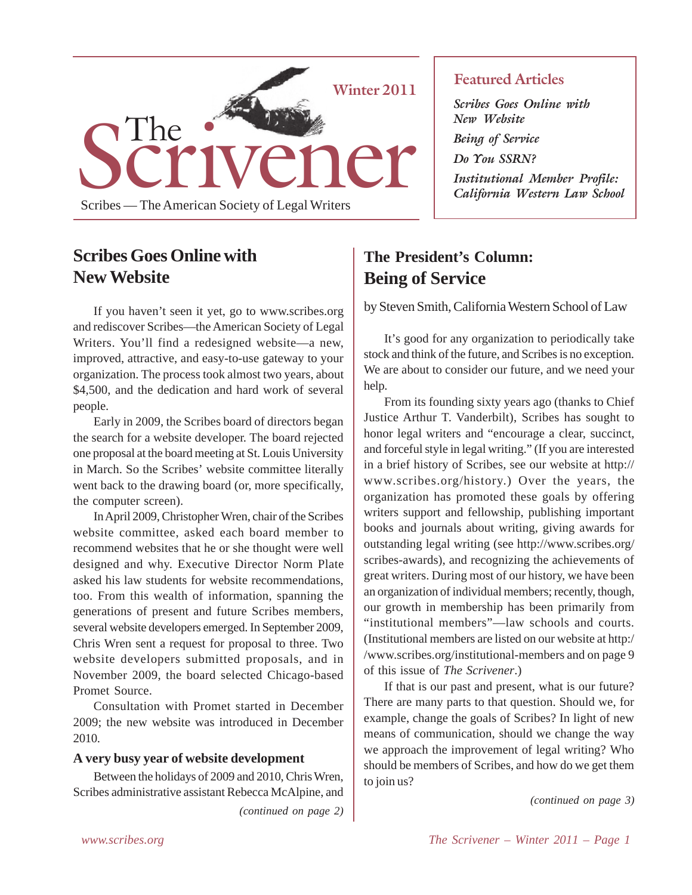# The Scrivener

Winter 2011

Scribes — The American Society of Legal Writers

## Featured Articles

*Scribes Goes Online with New Website*

*Being of Service*

*Do You SSRN?*

*Institutional Member Profile: California Western Law School*

## Scribes Goes Online with New Website

If you haven't seen it yet, go to www.scribes.org and rediscover Scribes—the American Society of Legal Writers. You'll find a redesigned website—a new, improved, attractive, and easy-to-use gateway to your organization. The process took almost two years, about $4,500, and the dedication and hard work of several people.

Early in 2009, the Scribes board of directors began the search for a website developer. The board rejected one proposal at the board meeting at St. Louis University in March. So the Scribes' website committee literally went back to the drawing board (or, more specifically, the computer screen).

In April 2009, Christopher Wren, chair of the Scribes website committee, asked each board member to recommend websites that he or she thought were well designed and why. Executive Director Norm Plate asked his law students for website recommendations, too. From this wealth of information, spanning the generations of present and future Scribes members, several website developers emerged. In September 2009, Chris Wren sent a request for proposal to three. Two website developers submitted proposals, and in November 2009, the board selected Chicago-based Promet Source.

Consultation with Promet started in December 2009; the new website was introduced in December 2010.

**A very busy year of website development**

Between the holidays of 2009 and 2010, Chris Wren, Scribes administrative assistant Rebecca McAlpine, and

*(continued on page 2)*

## The President's Column: Being of Service

by Steven Smith, California Western School of Law

It's good for any organization to periodically take stock and think of the future, and Scribes is no exception. We are about to consider our future, and we need your help.

From its founding sixty years ago (thanks to Chief Justice Arthur T. Vanderbilt), Scribes has sought to honor legal writers and "encourage a clear, succinct, and forceful style in legal writing." (If you are interested in a brief history of Scribes, see our website at http://www.scribes.org/history.) Over the years, the organization has promoted these goals by offering writers support and fellowship, publishing important books and journals about writing, giving awards for outstanding legal writing (see http://www.scribes.org/scribes-awards), and recognizing the achievements of great writers. During most of our history, we have been an organization of individual members; recently, though, our growth in membership has been primarily from "institutional members"—law schools and courts. (Institutional members are listed on our website at http://www.scribes.org/institutional-members and on page 9 of this issue of *The Scrivener*.)

If that is our past and present, what is our future? There are many parts to that question. Should we, for example, change the goals of Scribes? In light of new means of communication, should we change the way we approach the improvement of legal writing? Who should be members of Scribes, and how do we get them to join us?

*(continued on page 3)*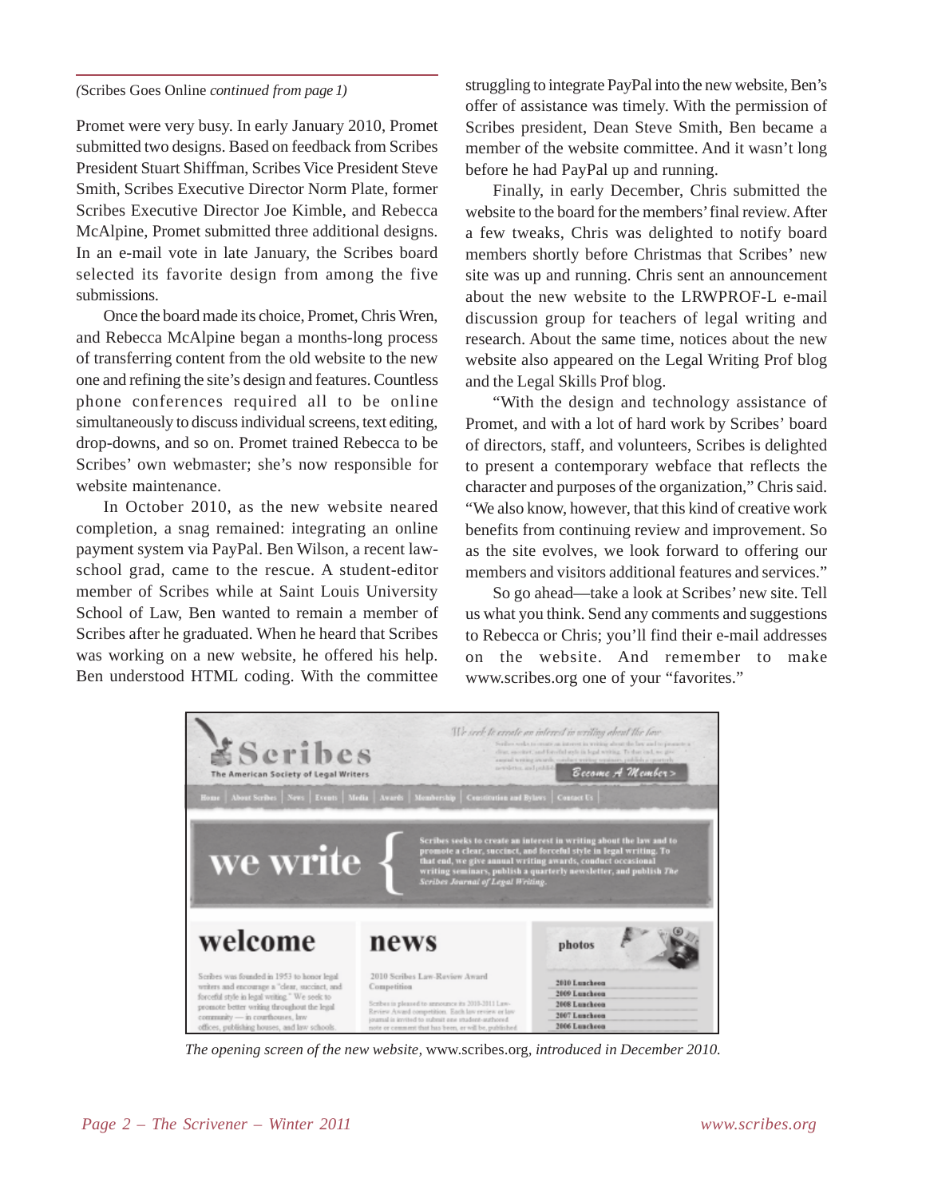*(*Scribes Goes Online *continued from page 1)*

Promet were very busy. In early January 2010, Promet submitted two designs. Based on feedback from Scribes President Stuart Shiffman, Scribes Vice President Steve Smith, Scribes Executive Director Norm Plate, former Scribes Executive Director Joe Kimble, and Rebecca McAlpine, Promet submitted three additional designs. In an e-mail vote in late January, the Scribes board selected its favorite design from among the five submissions.

Once the board made its choice, Promet, Chris Wren, and Rebecca McAlpine began a months-long process of transferring content from the old website to the new one and refining the site's design and features. Countless phone conferences required all to be online simultaneously to discuss individual screens, text editing, drop-downs, and so on. Promet trained Rebecca to be Scribes' own webmaster; she's now responsible for website maintenance.

In October 2010, as the new website neared completion, a snag remained: integrating an online payment system via PayPal. Ben Wilson, a recent law-school grad, came to the rescue. A student-editor member of Scribes while at Saint Louis University School of Law, Ben wanted to remain a member of Scribes after he graduated. When he heard that Scribes was working on a new website, he offered his help. Ben understood HTML coding. With the committee struggling to integrate PayPal into the new website, Ben's offer of assistance was timely. With the permission of Scribes president, Dean Steve Smith, Ben became a member of the website committee. And it wasn't long before he had PayPal up and running.

Finally, in early December, Chris submitted the website to the board for the members' final review. After a few tweaks, Chris was delighted to notify board members shortly before Christmas that Scribes' new site was up and running. Chris sent an announcement about the new website to the LRWPROF-L e-mail discussion group for teachers of legal writing and research. About the same time, notices about the new website also appeared on the Legal Writing Prof blog and the Legal Skills Prof blog.

"With the design and technology assistance of Promet, and with a lot of hard work by Scribes' board of directors, staff, and volunteers, Scribes is delighted to present a contemporary webface that reflects the character and purposes of the organization," Chris said. "We also know, however, that this kind of creative work benefits from continuing review and improvement. So as the site evolves, we look forward to offering our members and visitors additional features and services."

So go ahead—take a look at Scribes' new site. Tell us what you think. Send any comments and suggestions to Rebecca or Chris; you'll find their e-mail addresses on the website. And remember to make www.scribes.org one of your "favorites."

*The opening screen of the new website,* www.scribes.org, *introduced in December 2010.*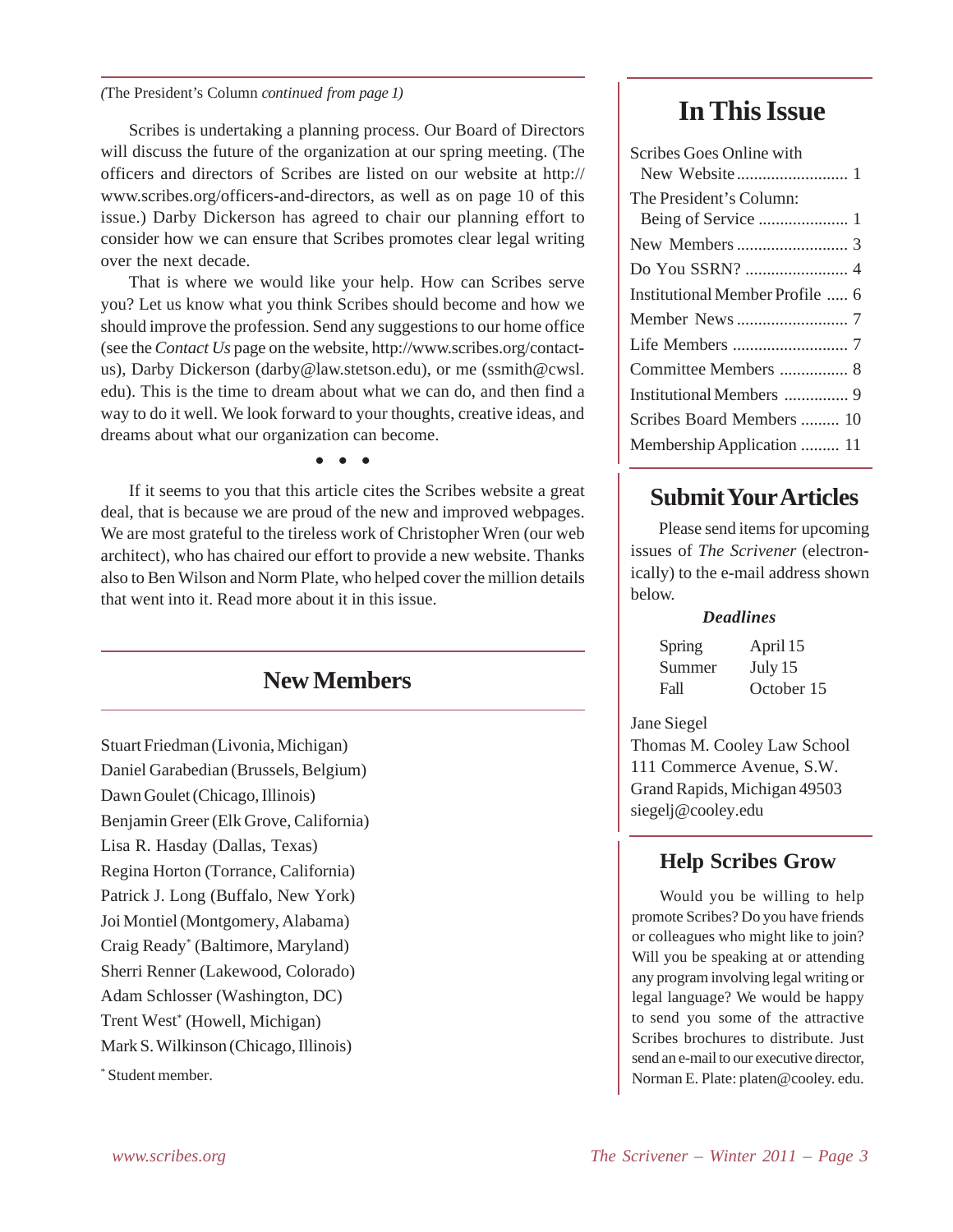*(The President's Column continued from page 1)*

Scribes is undertaking a planning process. Our Board of Directors will discuss the future of the organization at our spring meeting. (The officers and directors of Scribes are listed on our website at http://www.scribes.org/officers-and-directors, as well as on page 10 of this issue.) Darby Dickerson has agreed to chair our planning effort to consider how we can ensure that Scribes promotes clear legal writing over the next decade.

That is where we would like your help. How can Scribes serve you? Let us know what you think Scribes should become and how we should improve the profession. Send any suggestions to our home office (see the *Contact Us* page on the website, http://www.scribes.org/contact-us), Darby Dickerson (darby@law.stetson.edu), or me (ssmith@cwsl.edu). This is the time to dream about what we can do, and then find a way to do it well. We look forward to your thoughts, creative ideas, and dreams about what our organization can become.

• • •

If it seems to you that this article cites the Scribes website a great deal, that is because we are proud of the new and improved webpages. We are most grateful to the tireless work of Christopher Wren (our web architect), who has chaired our effort to provide a new website. Thanks also to Ben Wilson and Norm Plate, who helped cover the million details that went into it. Read more about it in this issue.

## New Members

Stuart Friedman (Livonia, Michigan)
Daniel Garabedian (Brussels, Belgium)
Dawn Goulet (Chicago, Illinois)
Benjamin Greer (Elk Grove, California)
Lisa R. Hasday (Dallas, Texas)
Regina Horton (Torrance, California)
Patrick J. Long (Buffalo, New York)
Joi Montiel (Montgomery, Alabama)
Craig Ready* (Baltimore, Maryland)
Sherri Renner (Lakewood, Colorado)
Adam Schlosser (Washington, DC)
Trent West* (Howell, Michigan)
Mark S. Wilkinson (Chicago, Illinois)

* Student member.

## In This Issue

| | |
|---|---|
| Scribes Goes Online with New Website | 1 |
| The President's Column: Being of Service | 1 |
| New Members | 3 |
| Do You SSRN? | 4 |
| Institutional Member Profile | 6 |
| Member News | 7 |
| Life Members | 7 |
| Committee Members | 8 |
| Institutional Members | 9 |
| Scribes Board Members | 10 |
| Membership Application | 11 |

## Submit Your Articles

Please send items for upcoming issues of *The Scrivener* (electronically) to the e-mail address shown below.

***Deadlines***

| | |
|---|---|
| Spring | April 15 |
| Summer | July 15 |
| Fall | October 15 |

Jane Siegel
Thomas M. Cooley Law School
111 Commerce Avenue, S.W.
Grand Rapids, Michigan 49503
siegelj@cooley.edu

## Help Scribes Grow

Would you be willing to help promote Scribes? Do you have friends or colleagues who might like to join? Will you be speaking at or attending any program involving legal writing or legal language? We would be happy to send you some of the attractive Scribes brochures to distribute. Just send an e-mail to our executive director, Norman E. Plate: platen@cooley. edu.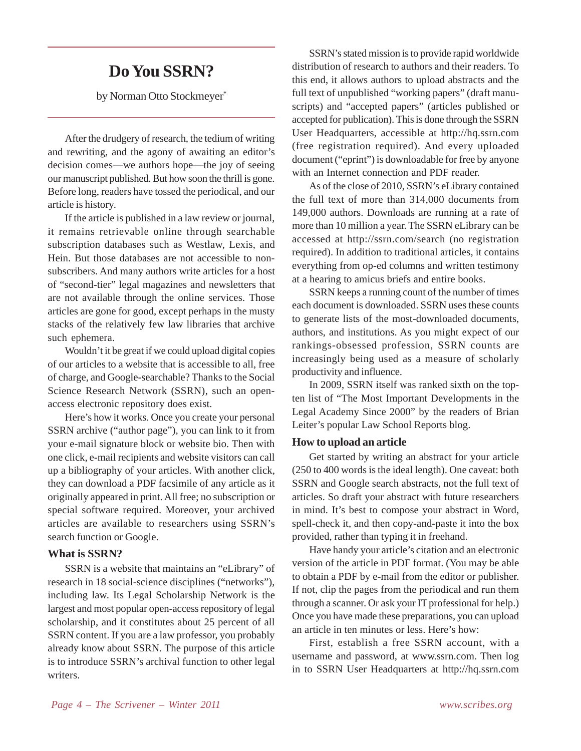# Do You SSRN?

by Norman Otto Stockmeyer*

After the drudgery of research, the tedium of writing and rewriting, and the agony of awaiting an editor's decision comes—we authors hope—the joy of seeing our manuscript published. But how soon the thrill is gone. Before long, readers have tossed the periodical, and our article is history.

If the article is published in a law review or journal, it remains retrievable online through searchable subscription databases such as Westlaw, Lexis, and Hein. But those databases are not accessible to nonsubscribers. And many authors write articles for a host of "second-tier" legal magazines and newsletters that are not available through the online services. Those articles are gone for good, except perhaps in the musty stacks of the relatively few law libraries that archive such ephemera.

Wouldn't it be great if we could upload digital copies of our articles to a website that is accessible to all, free of charge, and Google-searchable? Thanks to the Social Science Research Network (SSRN), such an open-access electronic repository does exist.

Here's how it works. Once you create your personal SSRN archive ("author page"), you can link to it from your e-mail signature block or website bio. Then with one click, e-mail recipients and website visitors can call up a bibliography of your articles. With another click, they can download a PDF facsimile of any article as it originally appeared in print. All free; no subscription or special software required. Moreover, your archived articles are available to researchers using SSRN's search function or Google.

### What is SSRN?

SSRN is a website that maintains an "eLibrary" of research in 18 social-science disciplines ("networks"), including law. Its Legal Scholarship Network is the largest and most popular open-access repository of legal scholarship, and it constitutes about 25 percent of all SSRN content. If you are a law professor, you probably already know about SSRN. The purpose of this article is to introduce SSRN's archival function to other legal writers.

SSRN's stated mission is to provide rapid worldwide distribution of research to authors and their readers. To this end, it allows authors to upload abstracts and the full text of unpublished "working papers" (draft manuscripts) and "accepted papers" (articles published or accepted for publication). This is done through the SSRN User Headquarters, accessible at http://hq.ssrn.com (free registration required). And every uploaded document ("eprint") is downloadable for free by anyone with an Internet connection and PDF reader.

As of the close of 2010, SSRN's eLibrary contained the full text of more than 314,000 documents from 149,000 authors. Downloads are running at a rate of more than 10 million a year. The SSRN eLibrary can be accessed at http://ssrn.com/search (no registration required). In addition to traditional articles, it contains everything from op-ed columns and written testimony at a hearing to amicus briefs and entire books.

SSRN keeps a running count of the number of times each document is downloaded. SSRN uses these counts to generate lists of the most-downloaded documents, authors, and institutions. As you might expect of our rankings-obsessed profession, SSRN counts are increasingly being used as a measure of scholarly productivity and influence.

In 2009, SSRN itself was ranked sixth on the top-ten list of "The Most Important Developments in the Legal Academy Since 2000" by the readers of Brian Leiter's popular Law School Reports blog.

### How to upload an article

Get started by writing an abstract for your article (250 to 400 words is the ideal length). One caveat: both SSRN and Google search abstracts, not the full text of articles. So draft your abstract with future researchers in mind. It's best to compose your abstract in Word, spell-check it, and then copy-and-paste it into the box provided, rather than typing it in freehand.

Have handy your article's citation and an electronic version of the article in PDF format. (You may be able to obtain a PDF by e-mail from the editor or publisher. If not, clip the pages from the periodical and run them through a scanner. Or ask your IT professional for help.) Once you have made these preparations, you can upload an article in ten minutes or less. Here's how:

First, establish a free SSRN account, with a username and password, at www.ssrn.com. Then log in to SSRN User Headquarters at http://hq.ssrn.com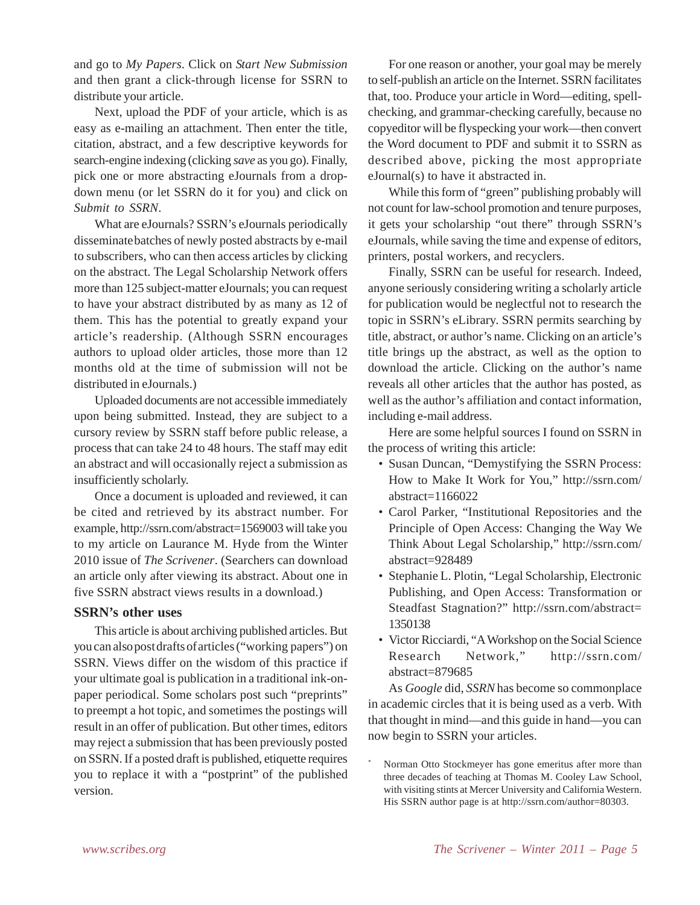and go to *My Papers*. Click on *Start New Submission* and then grant a click-through license for SSRN to distribute your article.

Next, upload the PDF of your article, which is as easy as e-mailing an attachment. Then enter the title, citation, abstract, and a few descriptive keywords for search-engine indexing (clicking *save* as you go). Finally, pick one or more abstracting eJournals from a drop-down menu (or let SSRN do it for you) and click on *Submit to SSRN*.

What are eJournals? SSRN's eJournals periodically disseminate batches of newly posted abstracts by e-mail to subscribers, who can then access articles by clicking on the abstract. The Legal Scholarship Network offers more than 125 subject-matter eJournals; you can request to have your abstract distributed by as many as 12 of them. This has the potential to greatly expand your article's readership. (Although SSRN encourages authors to upload older articles, those more than 12 months old at the time of submission will not be distributed in eJournals.)

Uploaded documents are not accessible immediately upon being submitted. Instead, they are subject to a cursory review by SSRN staff before public release, a process that can take 24 to 48 hours. The staff may edit an abstract and will occasionally reject a submission as insufficiently scholarly.

Once a document is uploaded and reviewed, it can be cited and retrieved by its abstract number. For example, http://ssrn.com/abstract=1569003 will take you to my article on Laurance M. Hyde from the Winter 2010 issue of *The Scrivener*. (Searchers can download an article only after viewing its abstract. About one in five SSRN abstract views results in a download.)

### SSRN's other uses

This article is about archiving published articles. But you can also post drafts of articles ("working papers") on SSRN. Views differ on the wisdom of this practice if your ultimate goal is publication in a traditional ink-on-paper periodical. Some scholars post such "preprints" to preempt a hot topic, and sometimes the postings will result in an offer of publication. But other times, editors may reject a submission that has been previously posted on SSRN. If a posted draft is published, etiquette requires you to replace it with a "postprint" of the published version.

For one reason or another, your goal may be merely to self-publish an article on the Internet. SSRN facilitates that, too. Produce your article in Word—editing, spell-checking, and grammar-checking carefully, because no copyeditor will be flyspecking your work—then convert the Word document to PDF and submit it to SSRN as described above, picking the most appropriate eJournal(s) to have it abstracted in.

While this form of "green" publishing probably will not count for law-school promotion and tenure purposes, it gets your scholarship "out there" through SSRN's eJournals, while saving the time and expense of editors, printers, postal workers, and recyclers.

Finally, SSRN can be useful for research. Indeed, anyone seriously considering writing a scholarly article for publication would be neglectful not to research the topic in SSRN's eLibrary. SSRN permits searching by title, abstract, or author's name. Clicking on an article's title brings up the abstract, as well as the option to download the article. Clicking on the author's name reveals all other articles that the author has posted, as well as the author's affiliation and contact information, including e-mail address.

Here are some helpful sources I found on SSRN in the process of writing this article:

- Susan Duncan, "Demystifying the SSRN Process: How to Make It Work for You," http://ssrn.com/abstract=1166022
- Carol Parker, "Institutional Repositories and the Principle of Open Access: Changing the Way We Think About Legal Scholarship," http://ssrn.com/abstract=928489
- Stephanie L. Plotin, "Legal Scholarship, Electronic Publishing, and Open Access: Transformation or Steadfast Stagnation?" http://ssrn.com/abstract=1350138
- Victor Ricciardi, "A Workshop on the Social Science Research Network," http://ssrn.com/abstract=879685

As *Google* did, *SSRN* has become so commonplace in academic circles that it is being used as a verb. With that thought in mind—and this guide in hand—you can now begin to SSRN your articles.

* Norman Otto Stockmeyer has gone emeritus after more than three decades of teaching at Thomas M. Cooley Law School, with visiting stints at Mercer University and California Western. His SSRN author page is at http://ssrn.com/author=80303.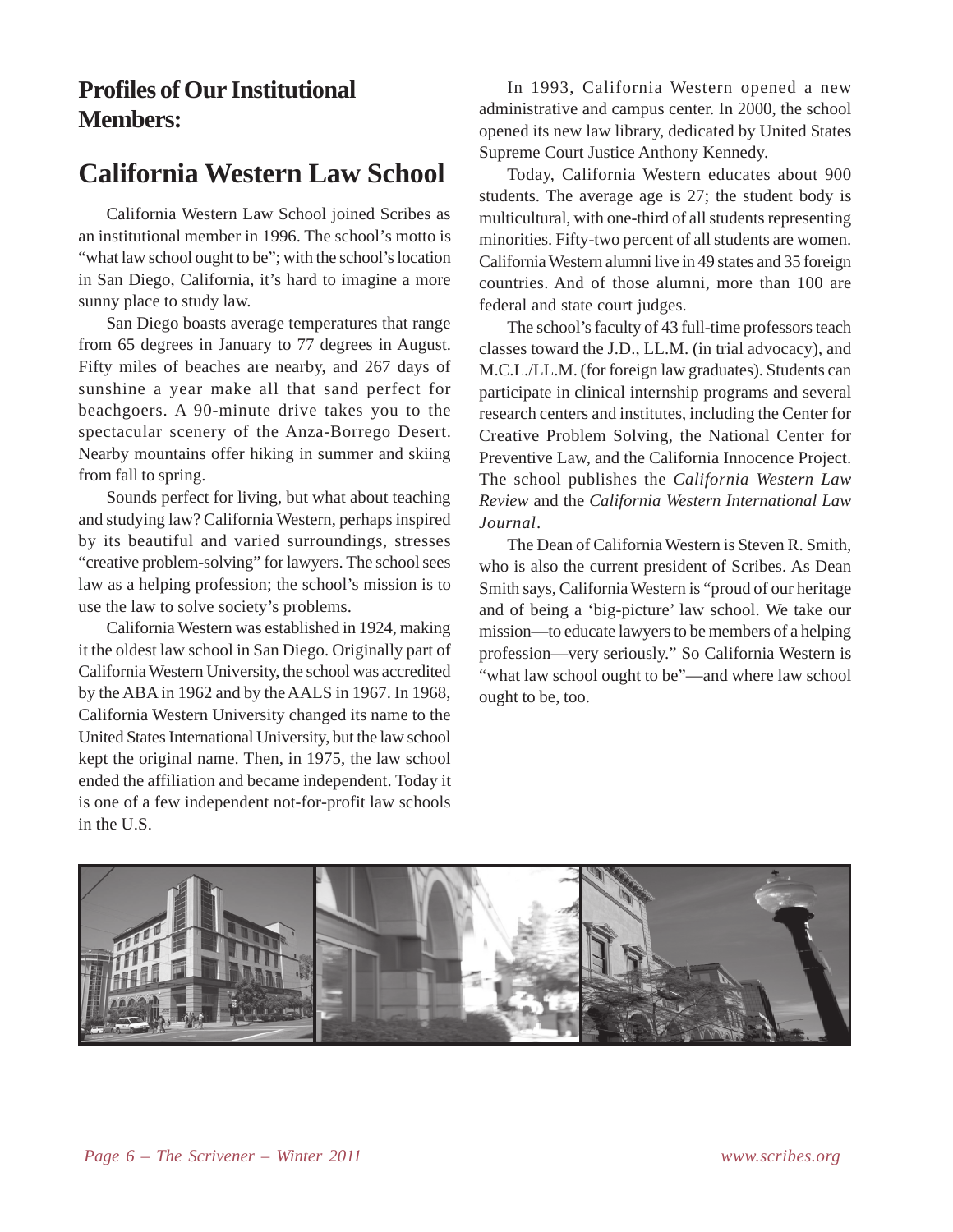## Profiles of Our Institutional Members:

# California Western Law School

California Western Law School joined Scribes as an institutional member in 1996. The school's motto is "what law school ought to be"; with the school's location in San Diego, California, it's hard to imagine a more sunny place to study law.

San Diego boasts average temperatures that range from 65 degrees in January to 77 degrees in August. Fifty miles of beaches are nearby, and 267 days of sunshine a year make all that sand perfect for beachgoers. A 90-minute drive takes you to the spectacular scenery of the Anza-Borrego Desert. Nearby mountains offer hiking in summer and skiing from fall to spring.

Sounds perfect for living, but what about teaching and studying law? California Western, perhaps inspired by its beautiful and varied surroundings, stresses "creative problem-solving" for lawyers. The school sees law as a helping profession; the school's mission is to use the law to solve society's problems.

California Western was established in 1924, making it the oldest law school in San Diego. Originally part of California Western University, the school was accredited by the ABA in 1962 and by the AALS in 1967. In 1968, California Western University changed its name to the United States International University, but the law school kept the original name. Then, in 1975, the law school ended the affiliation and became independent. Today it is one of a few independent not-for-profit law schools in the U.S.

In 1993, California Western opened a new administrative and campus center. In 2000, the school opened its new law library, dedicated by United States Supreme Court Justice Anthony Kennedy.

Today, California Western educates about 900 students. The average age is 27; the student body is multicultural, with one-third of all students representing minorities. Fifty-two percent of all students are women. California Western alumni live in 49 states and 35 foreign countries. And of those alumni, more than 100 are federal and state court judges.

The school's faculty of 43 full-time professors teach classes toward the J.D., LL.M. (in trial advocacy), and M.C.L./LL.M. (for foreign law graduates). Students can participate in clinical internship programs and several research centers and institutes, including the Center for Creative Problem Solving, the National Center for Preventive Law, and the California Innocence Project. The school publishes the *California Western Law Review* and the *California Western International Law Journal*.

The Dean of California Western is Steven R. Smith, who is also the current president of Scribes. As Dean Smith says, California Western is "proud of our heritage and of being a 'big-picture' law school. We take our mission—to educate lawyers to be members of a helping profession—very seriously." So California Western is "what law school ought to be"—and where law school ought to be, too.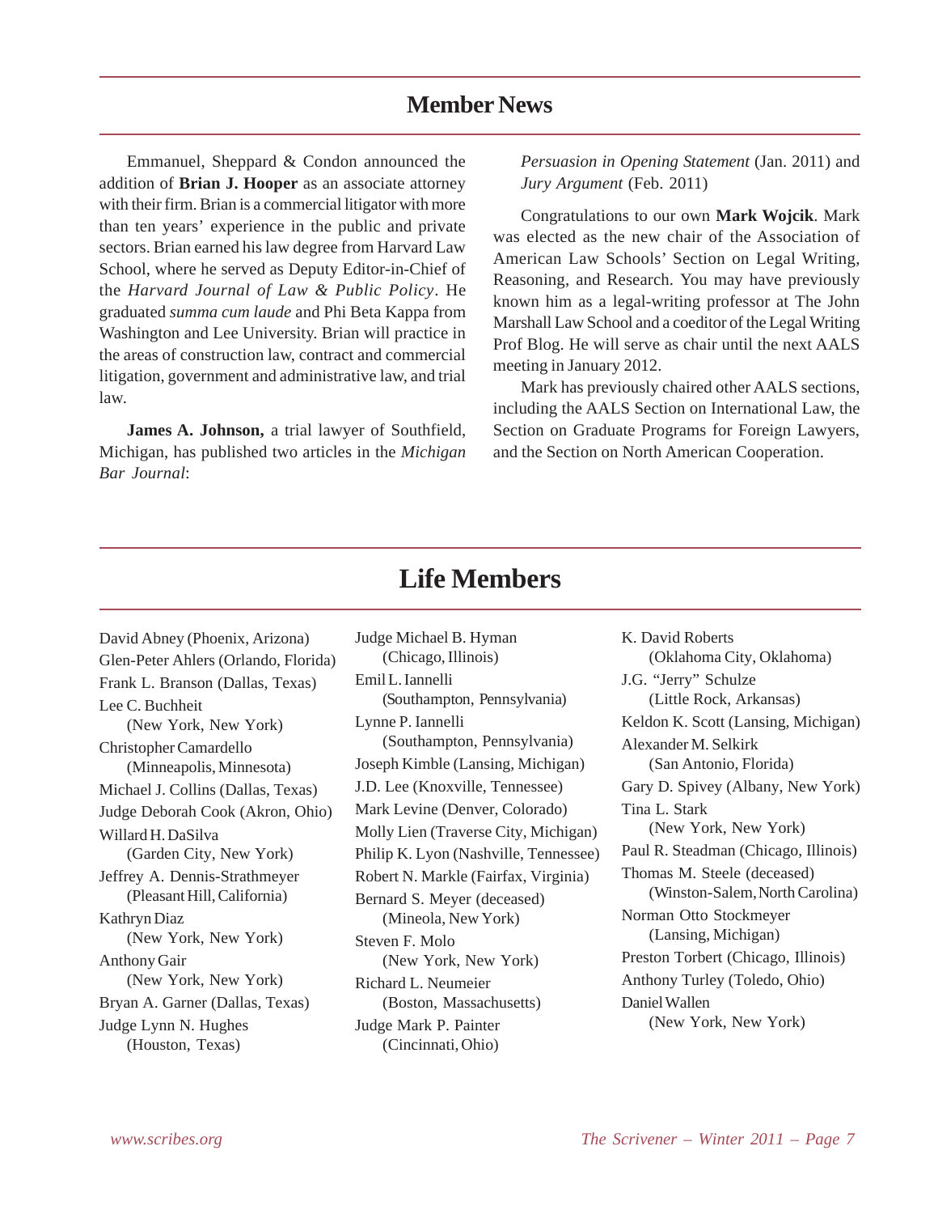## Member News

Emmanuel, Sheppard & Condon announced the addition of **Brian J. Hooper** as an associate attorney with their firm. Brian is a commercial litigator with more than ten years' experience in the public and private sectors. Brian earned his law degree from Harvard Law School, where he served as Deputy Editor-in-Chief of the *Harvard Journal of Law & Public Policy*. He graduated *summa cum laude* and Phi Beta Kappa from Washington and Lee University. Brian will practice in the areas of construction law, contract and commercial litigation, government and administrative law, and trial law.

**James A. Johnson,** a trial lawyer of Southfield, Michigan, has published two articles in the *Michigan Bar Journal*:

*Persuasion in Opening Statement* (Jan. 2011) and *Jury Argument* (Feb. 2011)

Congratulations to our own **Mark Wojcik**. Mark was elected as the new chair of the Association of American Law Schools' Section on Legal Writing, Reasoning, and Research. You may have previously known him as a legal-writing professor at The John Marshall Law School and a coeditor of the Legal Writing Prof Blog. He will serve as chair until the next AALS meeting in January 2012.

Mark has previously chaired other AALS sections, including the AALS Section on International Law, the Section on Graduate Programs for Foreign Lawyers, and the Section on North American Cooperation.

## Life Members

David Abney (Phoenix, Arizona)
Glen-Peter Ahlers (Orlando, Florida)
Frank L. Branson (Dallas, Texas)
Lee C. Buchheit (New York, New York)
Christopher Camardello (Minneapolis, Minnesota)
Michael J. Collins (Dallas, Texas)
Judge Deborah Cook (Akron, Ohio)
Willard H. DaSilva (Garden City, New York)
Jeffrey A. Dennis-Strathmeyer (Pleasant Hill, California)
Kathryn Diaz (New York, New York)
Anthony Gair (New York, New York)
Bryan A. Garner (Dallas, Texas)
Judge Lynn N. Hughes (Houston, Texas)
Judge Michael B. Hyman (Chicago, Illinois)
Emil L. Iannelli (Southampton, Pennsylvania)
Lynne P. Iannelli (Southampton, Pennsylvania)
Joseph Kimble (Lansing, Michigan)
J.D. Lee (Knoxville, Tennessee)
Mark Levine (Denver, Colorado)
Molly Lien (Traverse City, Michigan)
Philip K. Lyon (Nashville, Tennessee)
Robert N. Markle (Fairfax, Virginia)
Bernard S. Meyer (deceased) (Mineola, New York)
Steven F. Molo (New York, New York)
Richard L. Neumeier (Boston, Massachusetts)
Judge Mark P. Painter (Cincinnati, Ohio)
K. David Roberts (Oklahoma City, Oklahoma)
J.G. "Jerry" Schulze (Little Rock, Arkansas)
Keldon K. Scott (Lansing, Michigan)
Alexander M. Selkirk (San Antonio, Florida)
Gary D. Spivey (Albany, New York)
Tina L. Stark (New York, New York)
Paul R. Steadman (Chicago, Illinois)
Thomas M. Steele (deceased) (Winston-Salem, North Carolina)
Norman Otto Stockmeyer (Lansing, Michigan)
Preston Torbert (Chicago, Illinois)
Anthony Turley (Toledo, Ohio)
Daniel Wallen (New York, New York)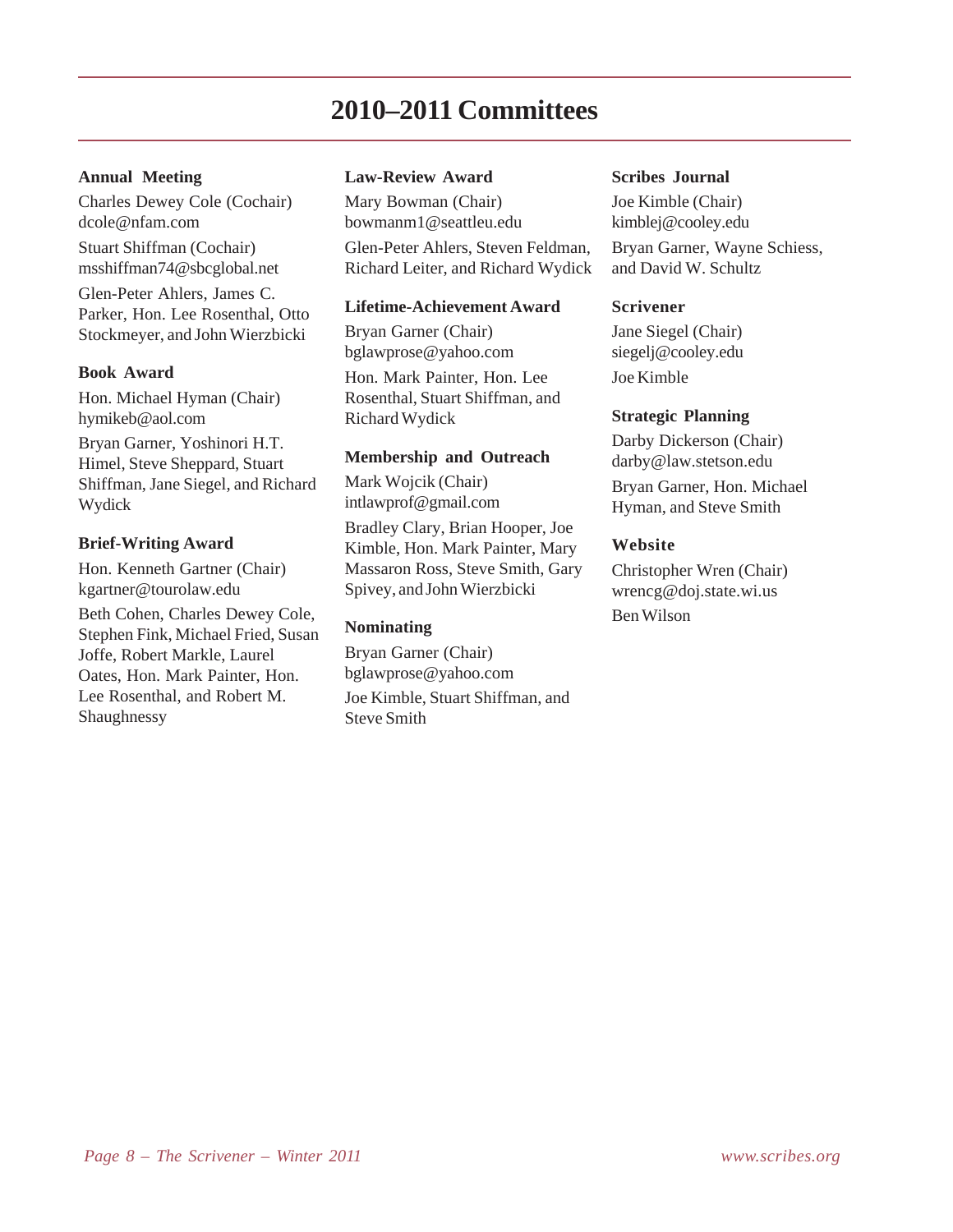# 2010–2011 Committees

### Annual Meeting

Charles Dewey Cole (Cochair)
dcole@nfam.com

Stuart Shiffman (Cochair)
msshiffman74@sbcglobal.net

Glen-Peter Ahlers, James C. Parker, Hon. Lee Rosenthal, Otto Stockmeyer, and John Wierzbicki

### Book Award

Hon. Michael Hyman (Chair)
hymikeb@aol.com

Bryan Garner, Yoshinori H.T. Himel, Steve Sheppard, Stuart Shiffman, Jane Siegel, and Richard Wydick

### Brief-Writing Award

Hon. Kenneth Gartner (Chair)
kgartner@tourolaw.edu

Beth Cohen, Charles Dewey Cole, Stephen Fink, Michael Fried, Susan Joffe, Robert Markle, Laurel Oates, Hon. Mark Painter, Hon. Lee Rosenthal, and Robert M. Shaughnessy

### Law-Review Award

Mary Bowman (Chair)
bowmanm1@seattleu.edu

Glen-Peter Ahlers, Steven Feldman, Richard Leiter, and Richard Wydick

### Lifetime-Achievement Award

Bryan Garner (Chair)
bglawprose@yahoo.com

Hon. Mark Painter, Hon. Lee Rosenthal, Stuart Shiffman, and Richard Wydick

### Membership and Outreach

Mark Wojcik (Chair)
intlawprof@gmail.com

Bradley Clary, Brian Hooper, Joe Kimble, Hon. Mark Painter, Mary Massaron Ross, Steve Smith, Gary Spivey, and John Wierzbicki

### Nominating

Bryan Garner (Chair)
bglawprose@yahoo.com

Joe Kimble, Stuart Shiffman, and Steve Smith

### Scribes Journal

Joe Kimble (Chair)
kimblej@cooley.edu

Bryan Garner, Wayne Schiess, and David W. Schultz

### Scrivener

Jane Siegel (Chair)
siegelj@cooley.edu

Joe Kimble

### Strategic Planning

Darby Dickerson (Chair)
darby@law.stetson.edu

Bryan Garner, Hon. Michael Hyman, and Steve Smith

### Website

Christopher Wren (Chair)
wrencg@doj.state.wi.us

Ben Wilson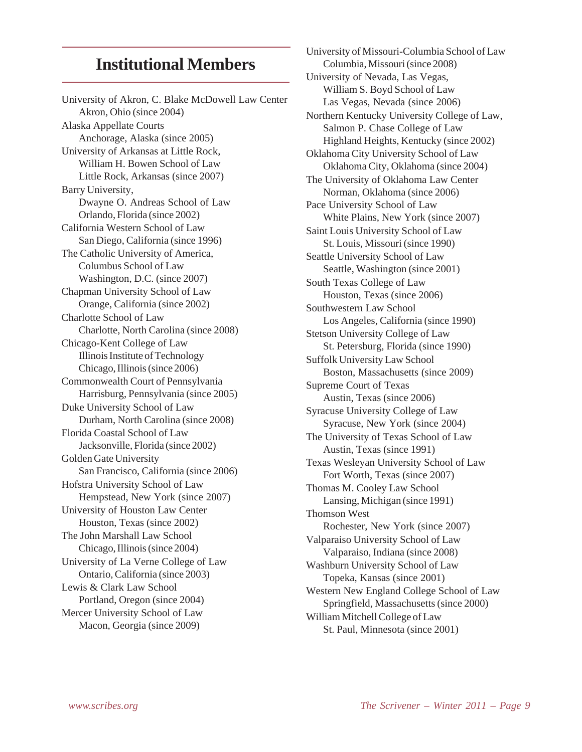# Institutional Members

University of Akron, C. Blake McDowell Law Center
Akron, Ohio (since 2004)

Alaska Appellate Courts
Anchorage, Alaska (since 2005)

University of Arkansas at Little Rock,
William H. Bowen School of Law
Little Rock, Arkansas (since 2007)

Barry University,
Dwayne O. Andreas School of Law
Orlando, Florida (since 2002)

California Western School of Law
San Diego, California (since 1996)

The Catholic University of America,
Columbus School of Law
Washington, D.C. (since 2007)

Chapman University School of Law
Orange, California (since 2002)

Charlotte School of Law
Charlotte, North Carolina (since 2008)

Chicago-Kent College of Law
Illinois Institute of Technology
Chicago, Illinois (since 2006)

Commonwealth Court of Pennsylvania
Harrisburg, Pennsylvania (since 2005)

Duke University School of Law
Durham, North Carolina (since 2008)

Florida Coastal School of Law
Jacksonville, Florida (since 2002)

Golden Gate University
San Francisco, California (since 2006)

Hofstra University School of Law
Hempstead, New York (since 2007)

University of Houston Law Center
Houston, Texas (since 2002)

The John Marshall Law School
Chicago, Illinois (since 2004)

University of La Verne College of Law
Ontario, California (since 2003)

Lewis & Clark Law School
Portland, Oregon (since 2004)

Mercer University School of Law
Macon, Georgia (since 2009)

University of Missouri-Columbia School of Law
Columbia, Missouri (since 2008)

University of Nevada, Las Vegas,
William S. Boyd School of Law
Las Vegas, Nevada (since 2006)

Northern Kentucky University College of Law,
Salmon P. Chase College of Law
Highland Heights, Kentucky (since 2002)

Oklahoma City University School of Law
Oklahoma City, Oklahoma (since 2004)

The University of Oklahoma Law Center
Norman, Oklahoma (since 2006)

Pace University School of Law
White Plains, New York (since 2007)

Saint Louis University School of Law
St. Louis, Missouri (since 1990)

Seattle University School of Law
Seattle, Washington (since 2001)

South Texas College of Law
Houston, Texas (since 2006)

Southwestern Law School
Los Angeles, California (since 1990)

Stetson University College of Law
St. Petersburg, Florida (since 1990)

Suffolk University Law School
Boston, Massachusetts (since 2009)

Supreme Court of Texas
Austin, Texas (since 2006)

Syracuse University College of Law
Syracuse, New York (since 2004)

The University of Texas School of Law
Austin, Texas (since 1991)

Texas Wesleyan University School of Law
Fort Worth, Texas (since 2007)

Thomas M. Cooley Law School
Lansing, Michigan (since 1991)

Thomson West
Rochester, New York (since 2007)

Valparaiso University School of Law
Valparaiso, Indiana (since 2008)

Washburn University School of Law
Topeka, Kansas (since 2001)

Western New England College School of Law
Springfield, Massachusetts (since 2000)

William Mitchell College of Law
St. Paul, Minnesota (since 2001)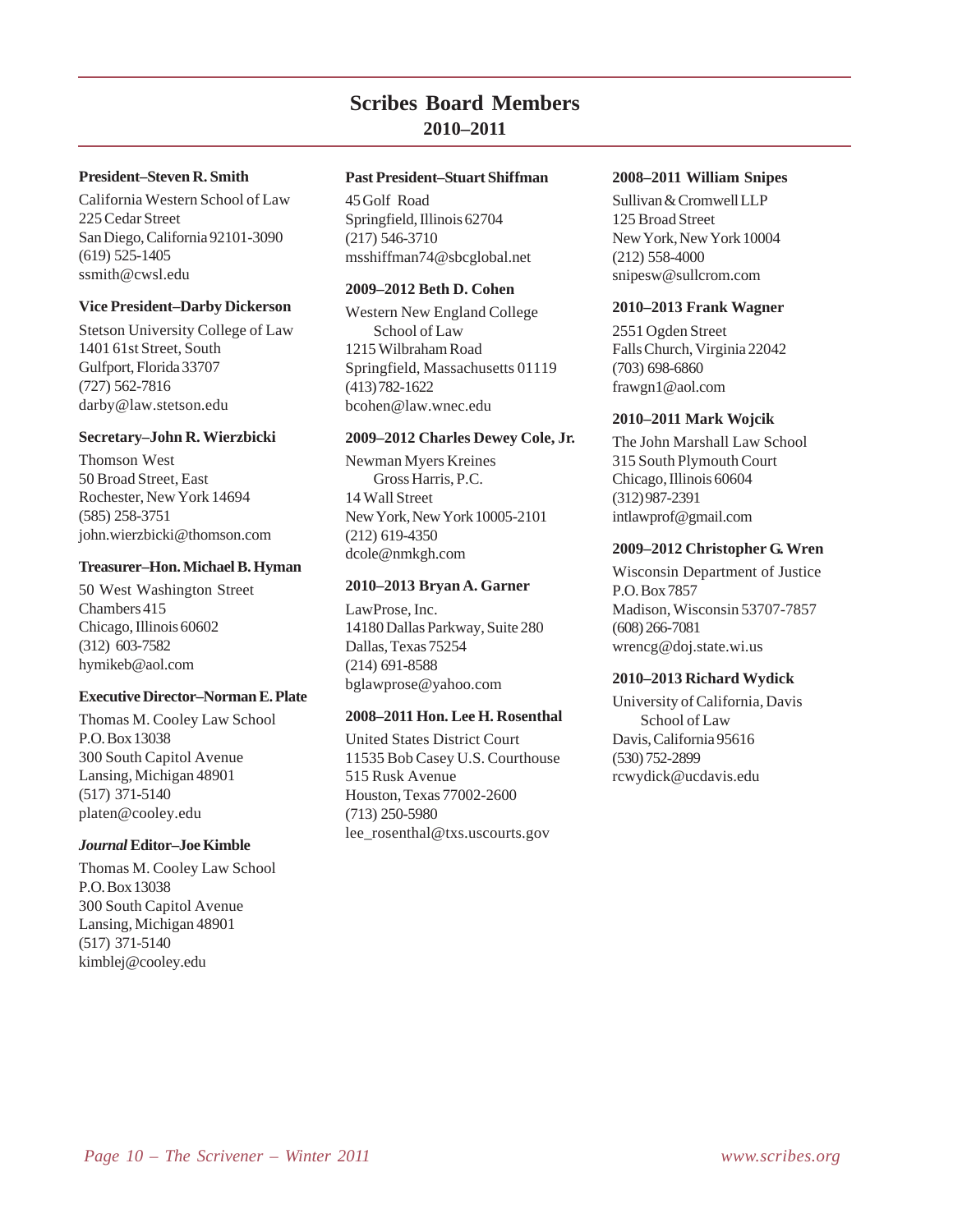# Scribes Board Members

## 2010–2011

**President–Steven R. Smith**

California Western School of Law
225 Cedar Street
San Diego, California 92101-3090
(619) 525-1405
ssmith@cwsl.edu

**Vice President–Darby Dickerson**

Stetson University College of Law
1401 61st Street, South
Gulfport, Florida 33707
(727) 562-7816
darby@law.stetson.edu

**Secretary–John R. Wierzbicki**

Thomson West
50 Broad Street, East
Rochester, New York 14694
(585) 258-3751
john.wierzbicki@thomson.com

**Treasurer–Hon. Michael B. Hyman**

50 West Washington Street
Chambers 415
Chicago, Illinois 60602
(312) 603-7582
hymikeb@aol.com

**Executive Director–Norman E. Plate**

Thomas M. Cooley Law School
P.O. Box 13038
300 South Capitol Avenue
Lansing, Michigan 48901
(517) 371-5140
platen@cooley.edu

***Journal* Editor–Joe Kimble**

Thomas M. Cooley Law School
P.O. Box 13038
300 South Capitol Avenue
Lansing, Michigan 48901
(517) 371-5140
kimblej@cooley.edu

**Past President–Stuart Shiffman**

45 Golf Road
Springfield, Illinois 62704
(217) 546-3710
msshiffman74@sbcglobal.net

**2009–2012 Beth D. Cohen**

Western New England College
School of Law
1215 Wilbraham Road
Springfield, Massachusetts 01119
(413) 782-1622
bcohen@law.wnec.edu

**2009–2012 Charles Dewey Cole, Jr.**

Newman Myers Kreines
Gross Harris, P.C.
14 Wall Street
New York, New York 10005-2101
(212) 619-4350
dcole@nmkgh.com

**2010–2013 Bryan A. Garner**

LawProse, Inc.
14180 Dallas Parkway, Suite 280
Dallas, Texas 75254
(214) 691-8588
bglawprose@yahoo.com

**2008–2011 Hon. Lee H. Rosenthal**

United States District Court
11535 Bob Casey U.S. Courthouse
515 Rusk Avenue
Houston, Texas 77002-2600
(713) 250-5980
lee_rosenthal@txs.uscourts.gov

**2008–2011 William Snipes**

Sullivan & Cromwell LLP
125 Broad Street
New York, New York 10004
(212) 558-4000
snipesw@sullcrom.com

**2010–2013 Frank Wagner**

2551 Ogden Street
Falls Church, Virginia 22042
(703) 698-6860
frawgn1@aol.com

**2010–2011 Mark Wojcik**

The John Marshall Law School
315 South Plymouth Court
Chicago, Illinois 60604
(312) 987-2391
intlawprof@gmail.com

**2009–2012 Christopher G. Wren**

Wisconsin Department of Justice
P.O. Box 7857
Madison, Wisconsin 53707-7857
(608) 266-7081
wrencg@doj.state.wi.us

**2010–2013 Richard Wydick**

University of California, Davis
School of Law
Davis, California 95616
(530) 752-2899
rcwydick@ucdavis.edu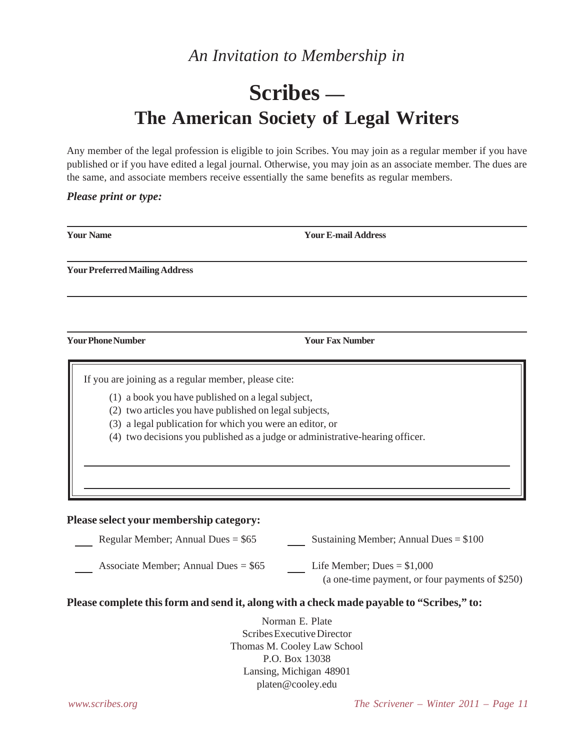*An Invitation to Membership in*

# Scribes — The American Society of Legal Writers

Any member of the legal profession is eligible to join Scribes. You may join as a regular member if you have published or if you have edited a legal journal. Otherwise, you may join as an associate member. The dues are the same, and associate members receive essentially the same benefits as regular members.

***Please print or type:***

______________________________________________

**Your Name** | **Your E-mail Address**

______________________________________________

**Your Preferred Mailing Address**

______________________________________________

______________________________________________

**Your Phone Number** | **Your Fax Number**

---

If you are joining as a regular member, please cite:

(1) a book you have published on a legal subject,
(2) two articles you have published on legal subjects,
(3) a legal publication for which you were an editor, or
(4) two decisions you published as a judge or administrative-hearing officer.

______________________________________________

______________________________________________

---

**Please select your membership category:**

___ Regular Member; Annual Dues = $65

___ Associate Member; Annual Dues = $65

___ Sustaining Member; Annual Dues = $100

___ Life Member; Dues = $1,000
(a one-time payment, or four payments of $250)

**Please complete this form and send it, along with a check made payable to "Scribes," to:**

Norman E. Plate
Scribes Executive Director
Thomas M. Cooley Law School
P.O. Box 13038
Lansing, Michigan 48901
platen@cooley.edu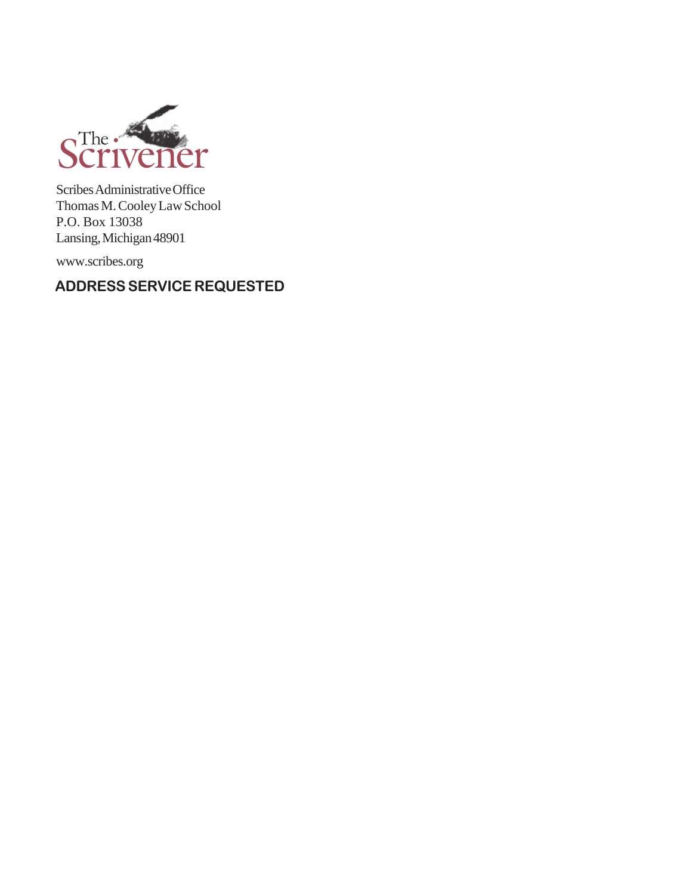The Scrivener

Scribes Administrative Office
Thomas M. Cooley Law School
P.O. Box 13038
Lansing, Michigan 48901

www.scribes.org

**ADDRESS SERVICE REQUESTED**